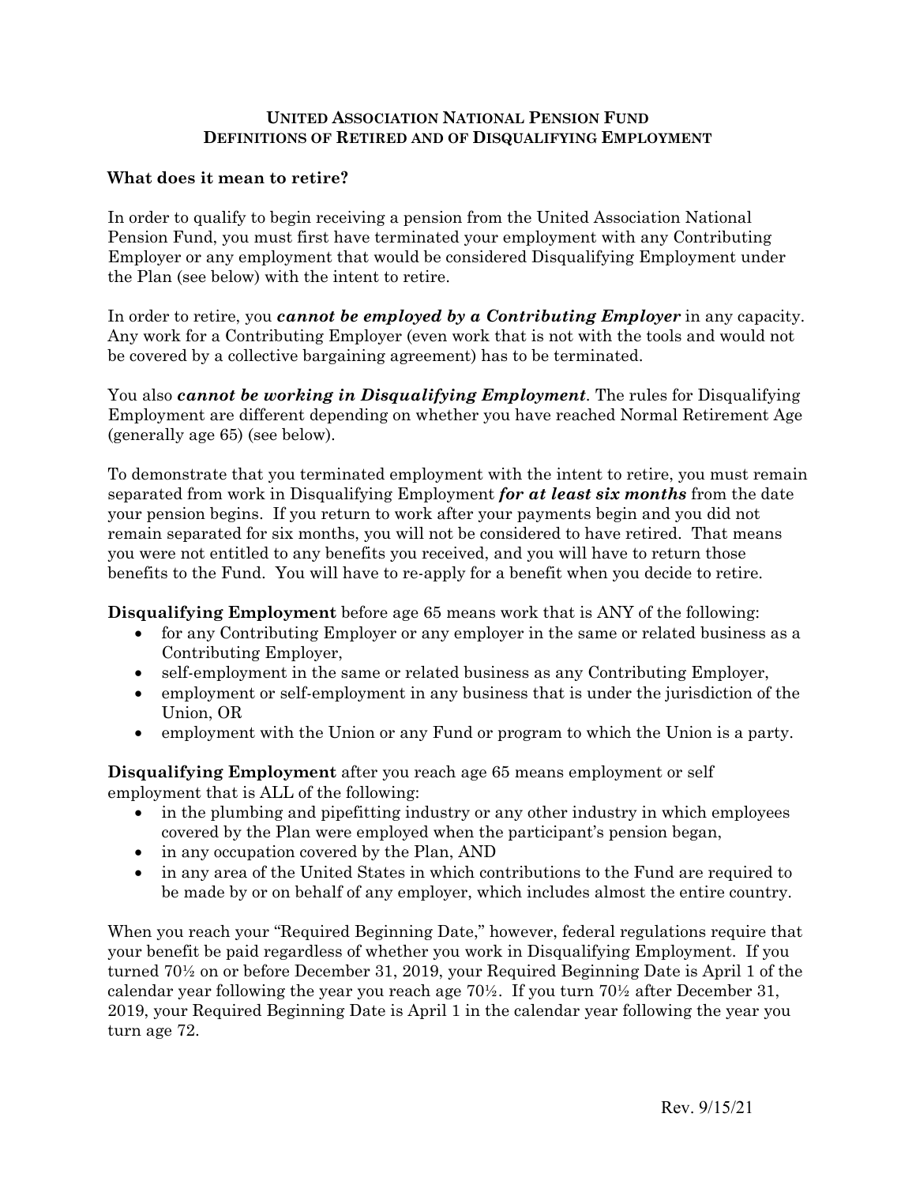# UNITED ASSOCIATION NATIONAL PENSION FUND
## DEFINITIONS OF RETIRED AND OF DISQUALIFYING EMPLOYMENT

### What does it mean to retire?

In order to qualify to begin receiving a pension from the United Association National Pension Fund, you must first have terminated your employment with any Contributing Employer or any employment that would be considered Disqualifying Employment under the Plan (see below) with the intent to retire.

In order to retire, you ***cannot be employed by a Contributing Employer*** in any capacity. Any work for a Contributing Employer (even work that is not with the tools and would not be covered by a collective bargaining agreement) has to be terminated.

You also ***cannot be working in Disqualifying Employment***. The rules for Disqualifying Employment are different depending on whether you have reached Normal Retirement Age (generally age 65) (see below).

To demonstrate that you terminated employment with the intent to retire, you must remain separated from work in Disqualifying Employment ***for at least six months*** from the date your pension begins. If you return to work after your payments begin and you did not remain separated for six months, you will not be considered to have retired. That means you were not entitled to any benefits you received, and you will have to return those benefits to the Fund. You will have to re-apply for a benefit when you decide to retire.

**Disqualifying Employment** before age 65 means work that is ANY of the following:

- for any Contributing Employer or any employer in the same or related business as a Contributing Employer,
- self-employment in the same or related business as any Contributing Employer,
- employment or self-employment in any business that is under the jurisdiction of the Union, OR
- employment with the Union or any Fund or program to which the Union is a party.

**Disqualifying Employment** after you reach age 65 means employment or self employment that is ALL of the following:

- in the plumbing and pipefitting industry or any other industry in which employees covered by the Plan were employed when the participant's pension began,
- in any occupation covered by the Plan, AND
- in any area of the United States in which contributions to the Fund are required to be made by or on behalf of any employer, which includes almost the entire country.

When you reach your "Required Beginning Date," however, federal regulations require that your benefit be paid regardless of whether you work in Disqualifying Employment. If you turned 70½ on or before December 31, 2019, your Required Beginning Date is April 1 of the calendar year following the year you reach age 70½. If you turn 70½ after December 31, 2019, your Required Beginning Date is April 1 in the calendar year following the year you turn age 72.

Rev. 9/15/21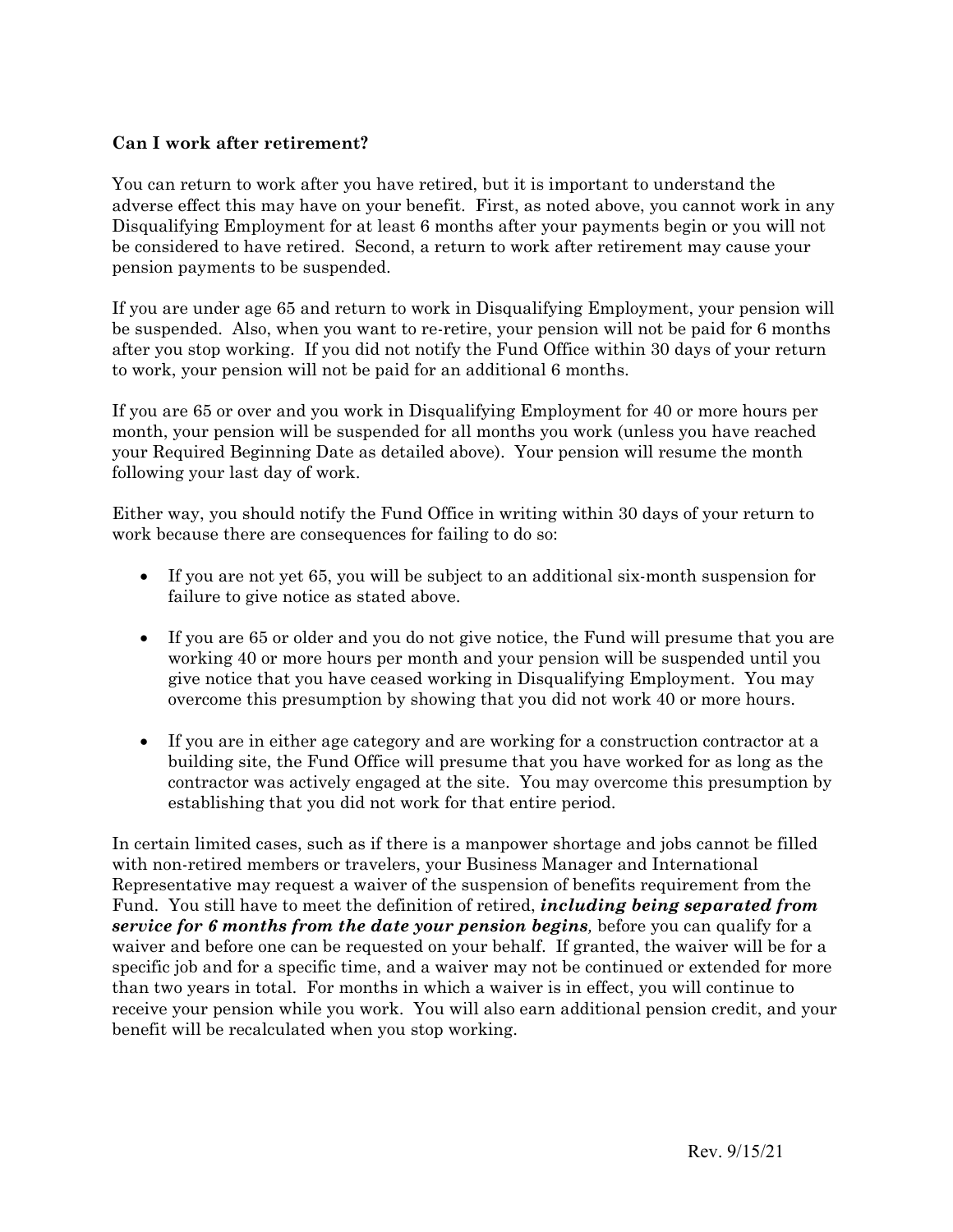**Can I work after retirement?**

You can return to work after you have retired, but it is important to understand the adverse effect this may have on your benefit. First, as noted above, you cannot work in any Disqualifying Employment for at least 6 months after your payments begin or you will not be considered to have retired. Second, a return to work after retirement may cause your pension payments to be suspended.

If you are under age 65 and return to work in Disqualifying Employment, your pension will be suspended. Also, when you want to re-retire, your pension will not be paid for 6 months after you stop working. If you did not notify the Fund Office within 30 days of your return to work, your pension will not be paid for an additional 6 months.

If you are 65 or over and you work in Disqualifying Employment for 40 or more hours per month, your pension will be suspended for all months you work (unless you have reached your Required Beginning Date as detailed above). Your pension will resume the month following your last day of work.

Either way, you should notify the Fund Office in writing within 30 days of your return to work because there are consequences for failing to do so:

- If you are not yet 65, you will be subject to an additional six-month suspension for failure to give notice as stated above.

- If you are 65 or older and you do not give notice, the Fund will presume that you are working 40 or more hours per month and your pension will be suspended until you give notice that you have ceased working in Disqualifying Employment. You may overcome this presumption by showing that you did not work 40 or more hours.

- If you are in either age category and are working for a construction contractor at a building site, the Fund Office will presume that you have worked for as long as the contractor was actively engaged at the site. You may overcome this presumption by establishing that you did not work for that entire period.

In certain limited cases, such as if there is a manpower shortage and jobs cannot be filled with non-retired members or travelers, your Business Manager and International Representative may request a waiver of the suspension of benefits requirement from the Fund. You still have to meet the definition of retired, ***including being separated from service for 6 months from the date your pension begins,*** before you can qualify for a waiver and before one can be requested on your behalf. If granted, the waiver will be for a specific job and for a specific time, and a waiver may not be continued or extended for more than two years in total. For months in which a waiver is in effect, you will continue to receive your pension while you work. You will also earn additional pension credit, and your benefit will be recalculated when you stop working.

Rev. 9/15/21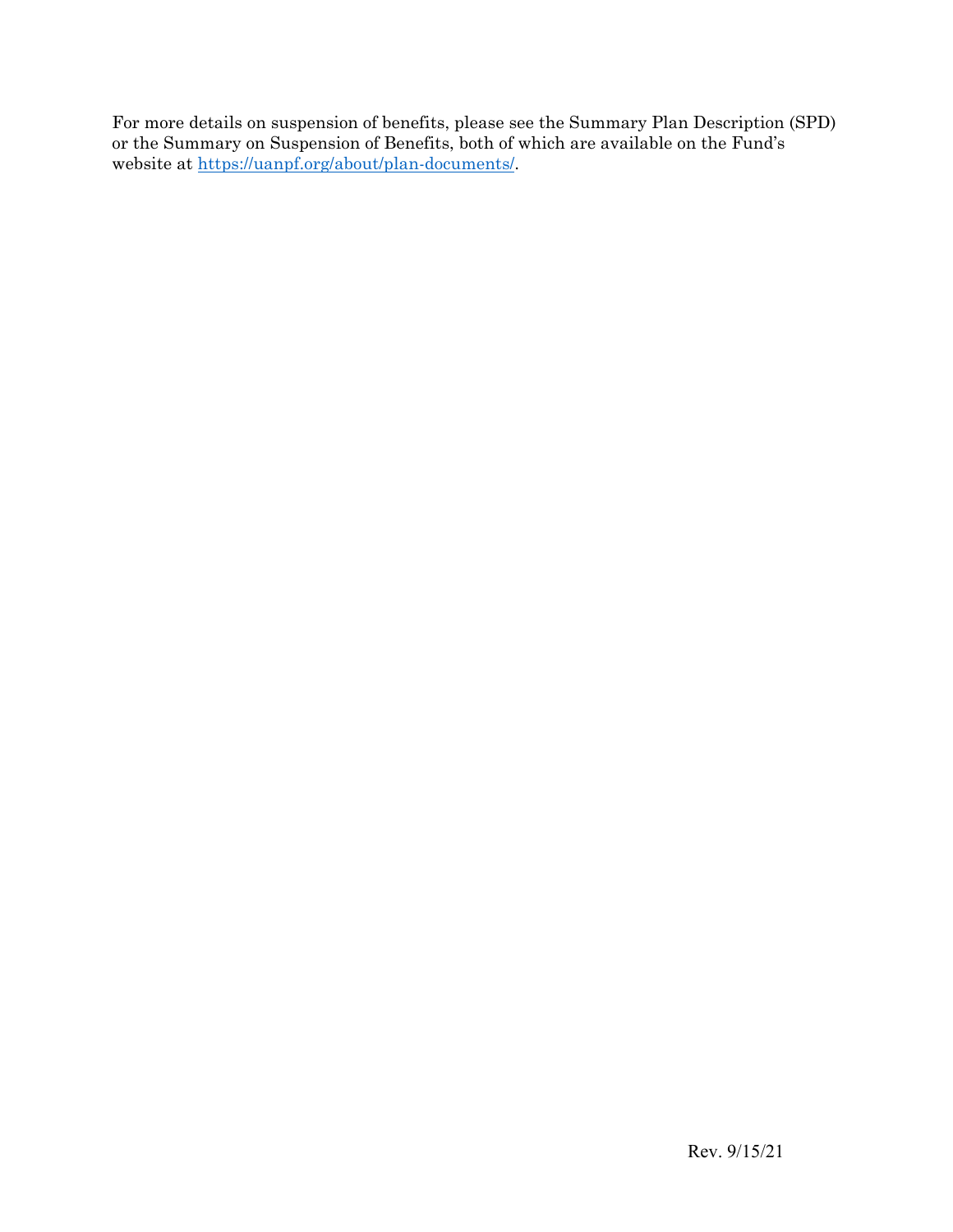For more details on suspension of benefits, please see the Summary Plan Description (SPD) or the Summary on Suspension of Benefits, both of which are available on the Fund's website at https://uanpf.org/about/plan-documents/.

Rev. 9/15/21